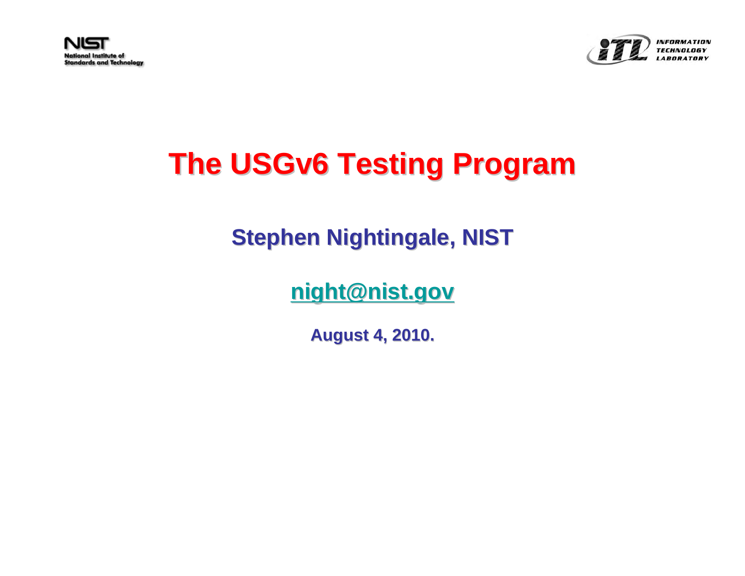NIST
National Institute of Standards and Technology

INFORMATION TECHNOLOGY LABORATORY

# The USGv6 Testing Program

**Stephen Nightingale, NIST**

**night@nist.gov**

**August 4, 2010.**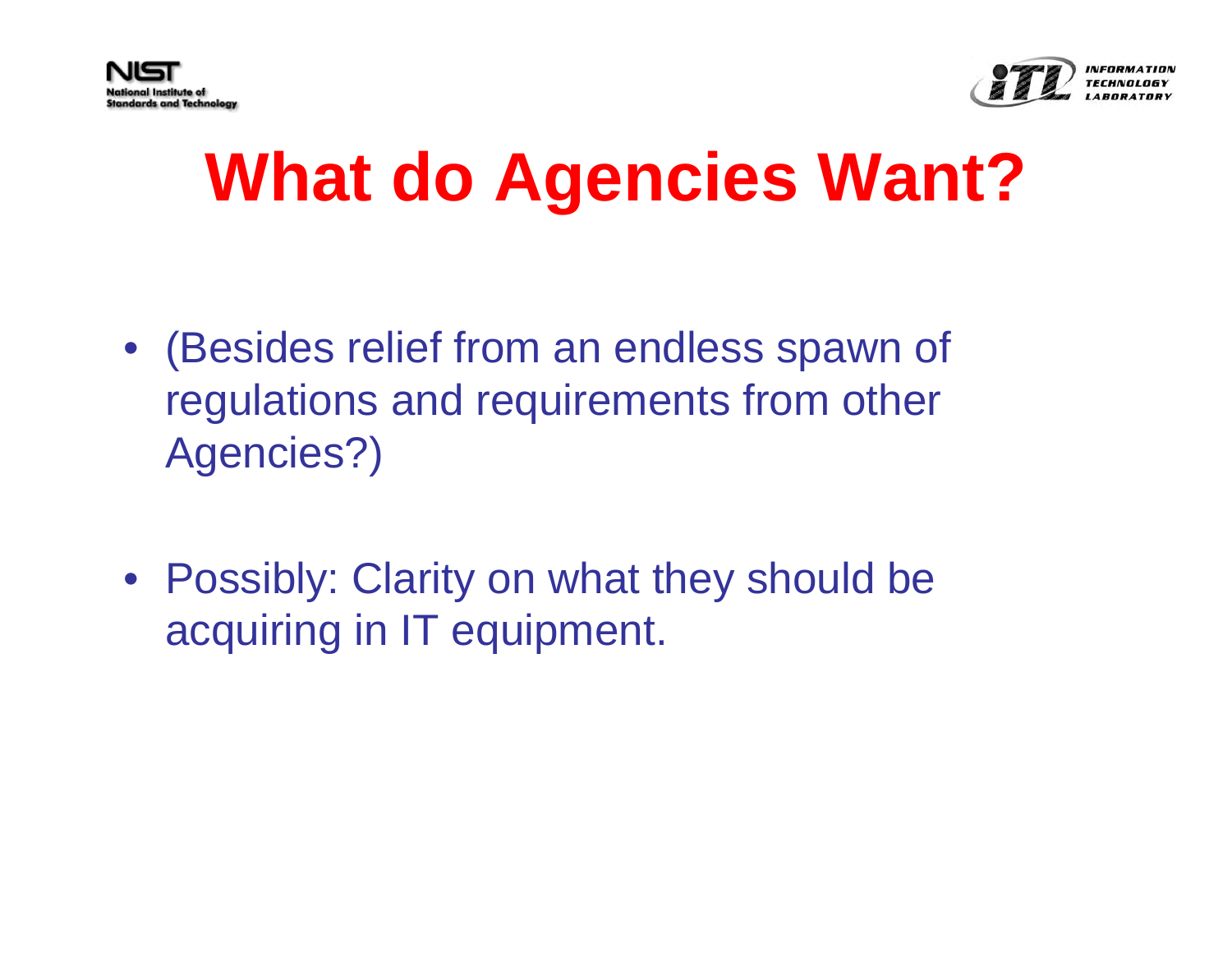# What do Agencies Want?

- (Besides relief from an endless spawn of regulations and requirements from other Agencies?)
- Possibly: Clarity on what they should be acquiring in IT equipment.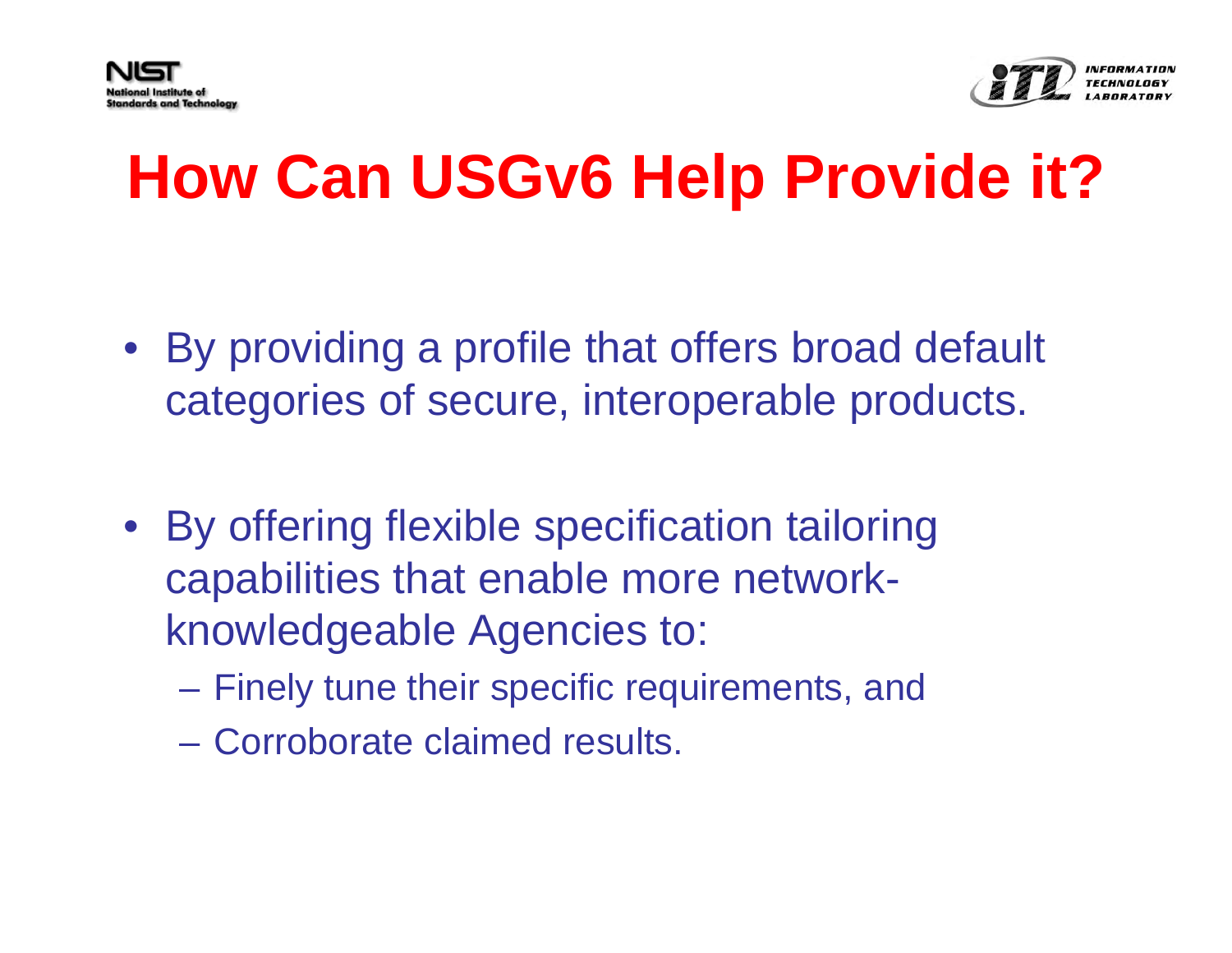# How Can USGv6 Help Provide it?

- By providing a profile that offers broad default categories of secure, interoperable products.
- By offering flexible specification tailoring capabilities that enable more network-knowledgeable Agencies to:
  - Finely tune their specific requirements, and
  - Corroborate claimed results.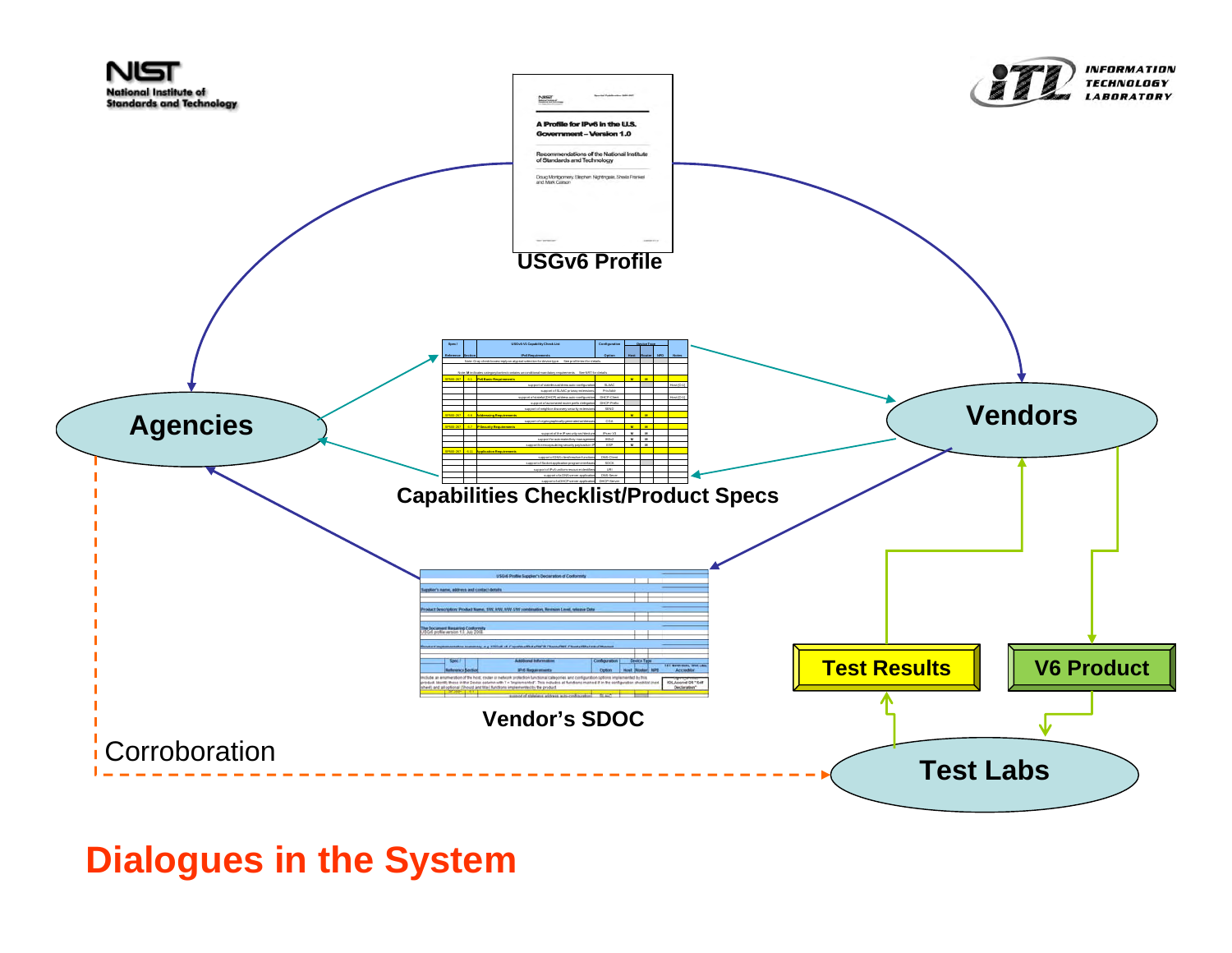# Dialogues in the System

USGv6 Profile

A Profile for IPv6 in the U.S. Government – Version 1.0

Recommendations of the National Institute of Standards and Technology

Doug Montgomery, Stephen Nightingale, Sheila Frankel and Mark Carson

Agencies

Vendors

Capabilities Checklist/Product Specs

Vendor's SDOC

Test Results

V6 Product

Test Labs

Corroboration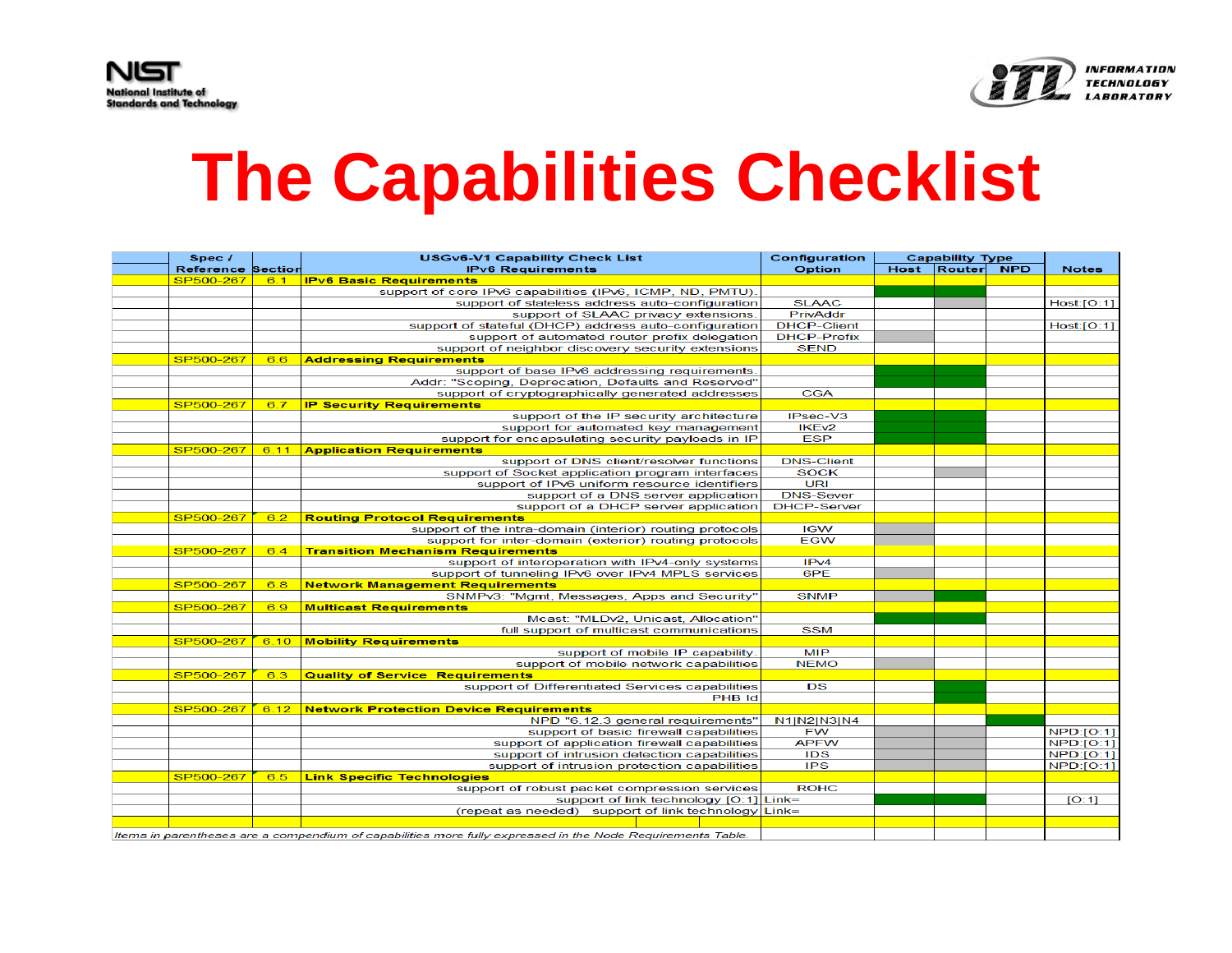# The Capabilities Checklist

| Spec / Reference | Section | USGv6-V1 Capability Check List IPv6 Requirements | Configuration Option | Capability Type: Host | Router | NPD | Notes |
|---|---|---|---|---|---|---|---|
| SP500-267 | 6.1 | **IPv6 Basic Requirements** | | | | | |
| | | support of core IPv6 capabilities (IPv6, ICMP, ND, PMTU). | | | | | |
| | | support of stateless address auto-configuration | SLAAC | | | | Host:[O:1] |
| | | support of SLAAC privacy extensions. | PrivAddr | | | | |
| | | support of stateful (DHCP) address auto-configuration | DHCP-Client | | | | Host:[O:1] |
| | | support of automated router prefix delegation | DHCP-Prefix | | | | |
| | | support of neighbor discovery security extensions | SEND | | | | |
| SP500-267 | 6.6 | **Addressing Requirements** | | | | | |
| | | support of base IPv6 addressing requirements. | | | | | |
| | | Addr: "Scoping, Deprecation, Defaults and Reserved" | | | | | |
| | | support of cryptographically generated addresses | CGA | | | | |
| SP500-267 | 6.7 | **IP Security Requirements** | | | | | |
| | | support of the IP security architecture | IPsec-V3 | | | | |
| | | support for automated key management | IKEv2 | | | | |
| | | support for encapsulating security payloads in IP | ESP | | | | |
| SP500-267 | 6.11 | **Application Requirements** | | | | | |
| | | support of DNS client/resolver functions | DNS-Client | | | | |
| | | support of Socket application program interfaces | SOCK | | | | |
| | | support of IPv6 uniform resource identifiers | URI | | | | |
| | | support of a DNS server application | DNS-Sever | | | | |
| | | support of a DHCP server application | DHCP-Server | | | | |
| SP500-267 | 6.2 | **Routing Protocol Requirements** | | | | | |
| | | support of the intra-domain (interior) routing protocols | IGW | | | | |
| | | support for inter-domain (exterior) routing protocols | EGW | | | | |
| SP500-267 | 6.4 | **Transition Mechanism Requirements** | | | | | |
| | | support of interoperation with IPv4-only systems | IPv4 | | | | |
| | | support of tunneling IPv6 over IPv4 MPLS services | 6PE | | | | |
| SP500-267 | 6.8 | **Network Management Requirements** | | | | | |
| | | SNMPv3: "Mgmt, Messages, Apps and Security" | SNMP | | | | |
| SP500-267 | 6.9 | **Multicast Requirements** | | | | | |
| | | Mcast: "MLDv2, Unicast, Allocation" | | | | | |
| | | full support of multicast communications | SSM | | | | |
| SP500-267 | 6.10 | **Mobility Requirements** | | | | | |
| | | support of mobile IP capability. | MIP | | | | |
| | | support of mobile network capabilities | NEMO | | | | |
| SP500-267 | 6.3 | **Quality of Service Requirements** | | | | | |
| | | support of Differentiated Services capabilities | DS | | | | |
| | | PHB Id | | | | | |
| SP500-267 | 6.12 | **Network Protection Device Requirements** | | | | | |
| | | NPD "6.12.3 general requirements" | N1\|N2\|N3\|N4 | | | | |
| | | support of basic firewall capabilities | FW | | | | NPD:[O:1] |
| | | support of application firewall capabilities | APFW | | | | NPD:[O:1] |
| | | support of intrusion detection capabilities | IDS | | | | NPD:[O:1] |
| | | support of intrusion protection capabilities | IPS | | | | NPD:[O:1] |
| SP500-267 | 6.5 | **Link Specific Technologies** | | | | | |
| | | support of robust packet compression services | ROHC | | | | |
| | | support of link technology [O:1] | Link= | | | | [O:1] |
| | | (repeat as needed) support of link technology | Link= | | | | |

*Items in parentheses are a compendium of capabilities more fully expressed in the Node Requirements Table.*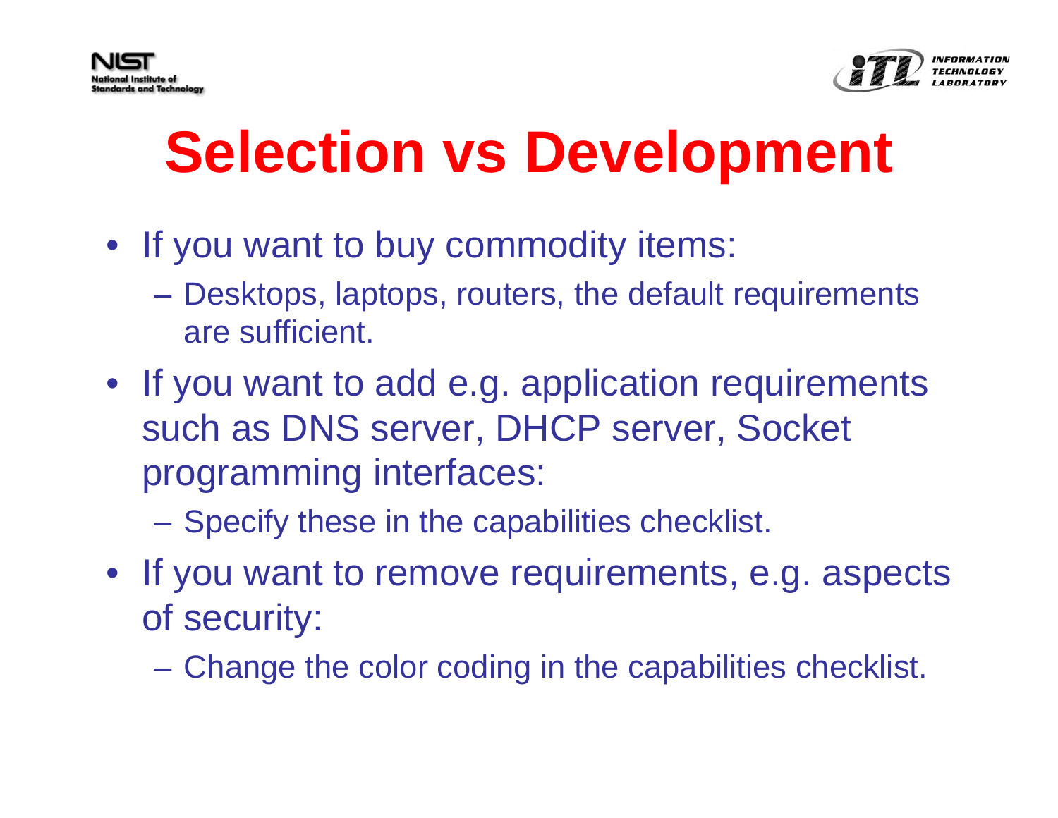# Selection vs Development

- If you want to buy commodity items:
  - Desktops, laptops, routers, the default requirements are sufficient.
- If you want to add e.g. application requirements such as DNS server, DHCP server, Socket programming interfaces:
  - Specify these in the capabilities checklist.
- If you want to remove requirements, e.g. aspects of security:
  - Change the color coding in the capabilities checklist.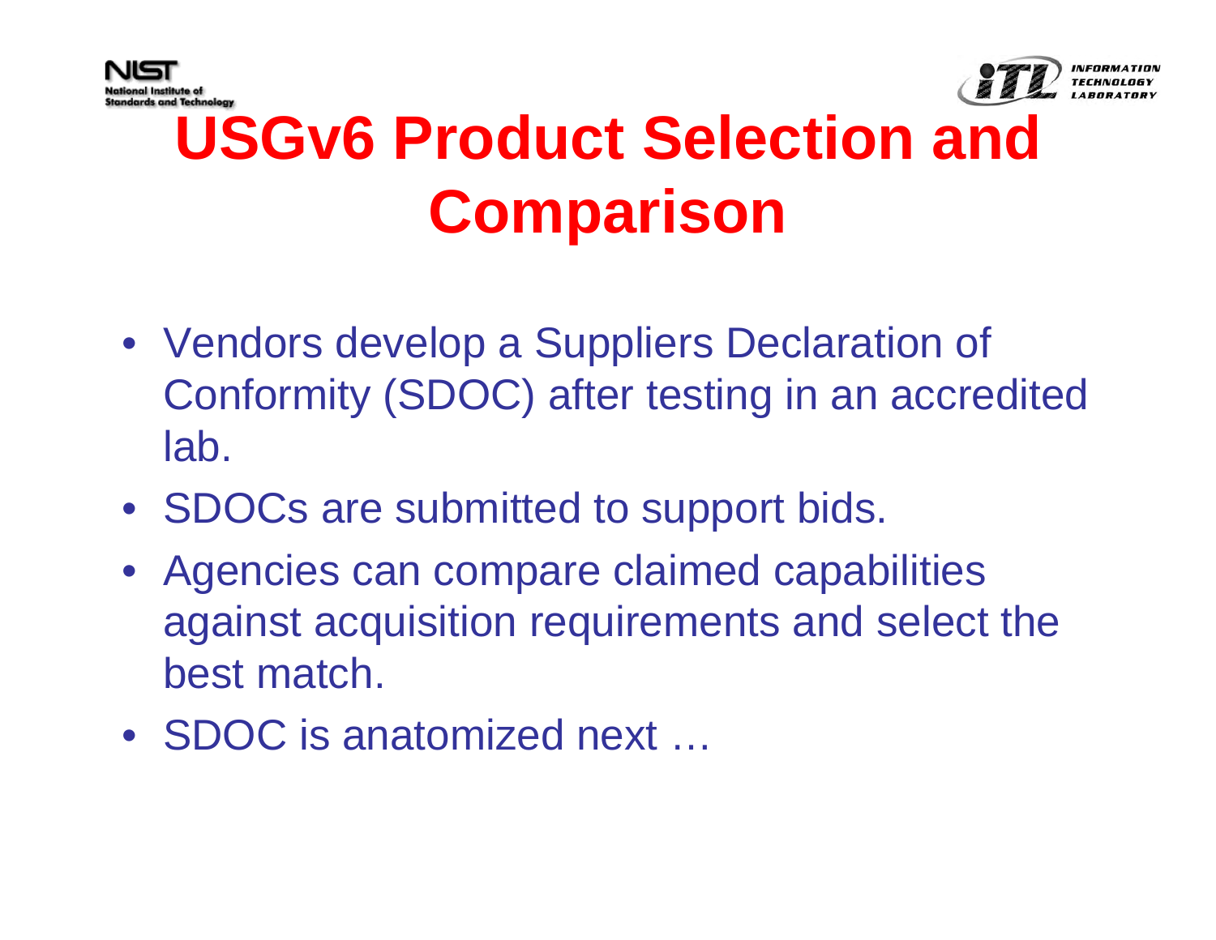# USGv6 Product Selection and Comparison

- Vendors develop a Suppliers Declaration of Conformity (SDOC) after testing in an accredited lab.
- SDOCs are submitted to support bids.
- Agencies can compare claimed capabilities against acquisition requirements and select the best match.
- SDOC is anatomized next …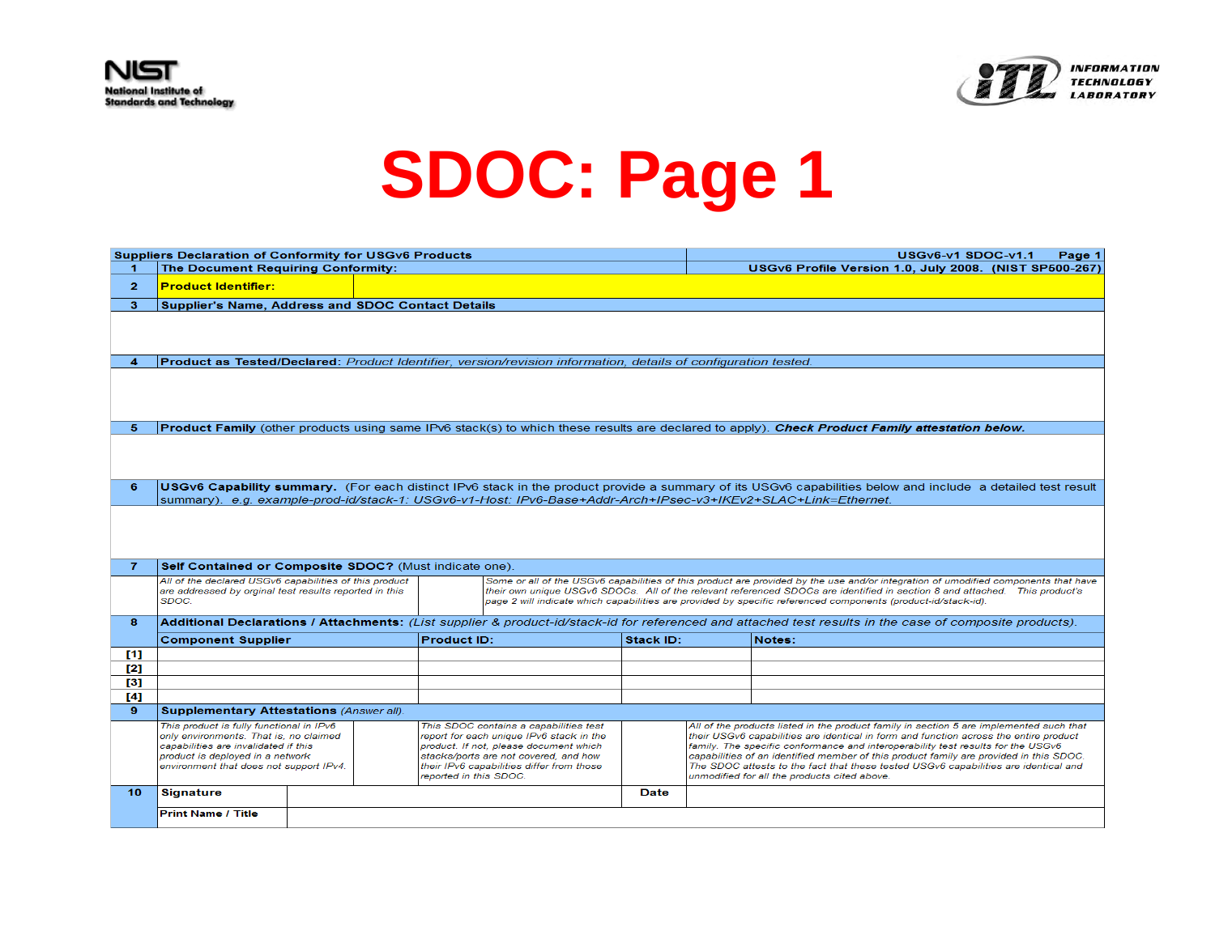# SDOC: Page 1

| | Suppliers Declaration of Conformity for USGv6 Products | | | | | | USGv6-v1 SDOC-v1.1 Page 1 |
|---|---|---|---|---|---|---|---|
| 1 | The Document Requiring Conformity: | | | | | | USGv6 Profile Version 1.0, July 2008. (NIST SP500-267) |
| 2 | **Product Identifier:** | | | | | | |
| 3 | **Supplier's Name, Address and SDOC Contact Details** | | | | | | |
| | | | | | | | |
| 4 | **Product as Tested/Declared:** *Product Identifier, version/revision information, details of configuration tested.* | | | | | | |
| | | | | | | | |
| 5 | **Product Family** (other products using same IPv6 stack(s) to which these results are declared to apply). ***Check Product Family attestation below.*** | | | | | | |
| | | | | | | | |
| 6 | **USGv6 Capability summary.** (For each distinct IPv6 stack in the product provide a summary of its USGv6 capabilities below and include a detailed test result summary). *e.g. example-prod-id/stack-1: USGv6-v1-Host: IPv6-Base+Addr-Arch+IPsec-v3+IKEv2+SLAC+Link=Ethernet.* | | | | | | |
| | | | | | | | |
| 7 | **Self Contained or Composite SDOC?** (Must indicate one). | | | | | | |
| | *All of the declared USGv6 capabilities of this product are addressed by orginal test results reported in this SDOC.* | | | *Some or all of the USGv6 capabilities of this product are provided by the use and/or integration of umodified components that have their own unique USGv6 SDOCs. All of the relevant referenced SDOCs are identified in section 8 and attached. This product's page 2 will indicate which capabilities are provided by specific referenced components (product-id/stack-id).* | | | |
| 8 | **Additional Declarations / Attachments:** *(List supplier & product-id/stack-id for referenced and attached test results in the case of composite products).* | | | | | | |
| | **Component Supplier** | | **Product ID:** | | **Stack ID:** | **Notes:** | |
| [1] | | | | | | | |
| [2] | | | | | | | |
| [3] | | | | | | | |
| [4] | | | | | | | |
| 9 | **Supplementary Attestations** *(Answer all).* | | | | | | |
| | *This product is fully functional in IPv6 only environments. That is, no claimed capabilities are invalidated if this product is deployed in a network environment that does not support IPv4.* | | *This SDOC contains a capabilities test report for each unique IPv6 stack in the product. If not, please document which stacks/ports are not covered, and how their IPv6 capabilities differ from those reported in this SDOC.* | | | *All of the products listed in the product family in section 5 are implemented such that their USGv6 capabilities are identical in form and function across the entire product family. The specific conformance and interoperability test results for the USGv6 capabilities of an identified member of this product family are provided in this SDOC. The SDOC attests to the fact that these tested USGv6 capabilities are identical and unmodified for all the products cited above.* | |
| 10 | **Signature** | | | | **Date** | | |
| | **Print Name / Title** | | | | | | |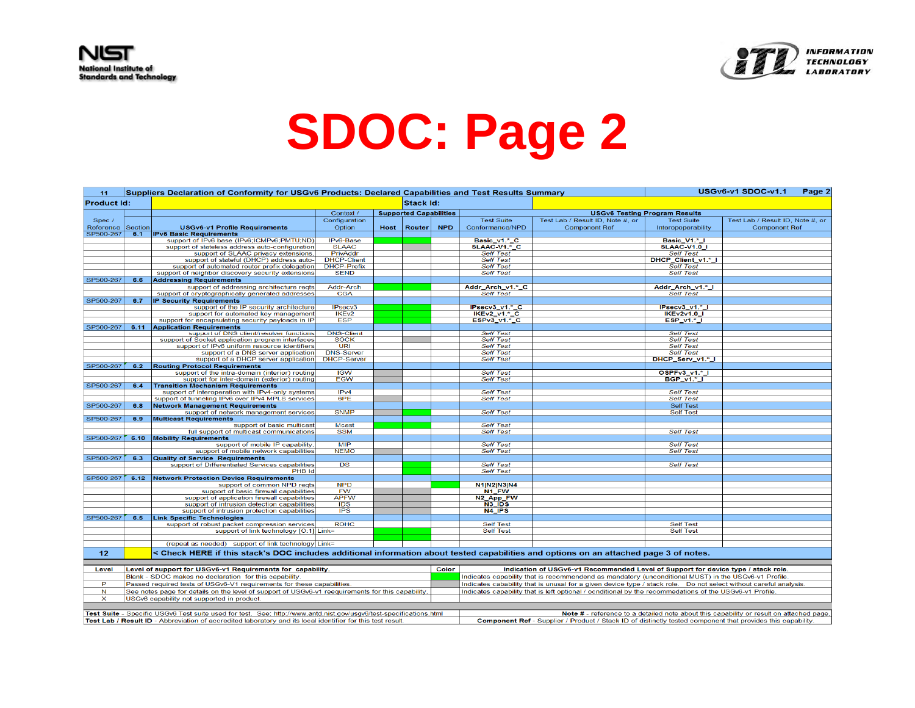# SDOC: Page 2

| 11 | Suppliers Declaration of Conformity for USGv6 Products: Declared Capabilities and Test Results Summary | | | | | | | | USGv6-v1 SDOC-v1.1 | Page 2 |
|---|---|---|---|---|---|---|---|---|---|---|
| **Product Id:** | | | | | **Stack Id:** | | | | | |
| | | | Context / | Supported Capabilities | | | USGv6 Testing Program Results | | | |
| Spec / Reference | Section | USGv6-v1 Profile Requirements | Configuration Option | Host | Router | NPD | Test Suite Conformance/NPD | Test Lab / Result ID, Note #, or Component Ref | Test Suite Interoperability | Test Lab / Result ID, Note #, or Component Ref |
| SP500-267 | 6.1 | **IPv6 Basic Requirements** | | | | | | | | |
| | | support of IPv6 base (IPv6;ICMPv6;PMTU;ND) | IPv6-Base | | | | Basic_v1.*_C | | Basic_V1.*_I | |
| | | support of stateless address auto-configuration | SLAAC | | | | SLAAC-V1.*_C | | SLAAC-V1.0_I | |
| | | support of SLAAC privacy extensions. | PrivAddr | | | | *Self Test* | | *Self Test* | |
| | | support of stateful (DHCP) address auto- | DHCP-Client | | | | *Self Test* | | DHCP_Client_v1.*_I | |
| | | support of automated router prefix delegation | DHCP-Prefix | | | | *Self Test* | | *Self Test* | |
| | | support of neighbor discovery security extensions | SEND | | | | *Self Test* | | *Self Test* | |
| SP500-267 | 6.6 | **Addressing Requirements** | | | | | | | | |
| | | support of addressing architecture reqts | Addr-Arch | | | | Addr_Arch_v1.*_C | | Addr_Arch_v1.*_I | |
| | | support of cryptographically generated addresses | CGA | | | | *Self Test* | | *Self Test* | |
| SP500-267 | 6.7 | **IP Security Requirements** | | | | | | | | |
| | | support of the IP security architecture | IPsecv3 | | | | IPsecv3_v1.*_C | | IPsecv3_v1.*_I | |
| | | support for automated key management | IKEv2 | | | | IKEv2_v1.*_C | | IKEv2v1.0_I | |
| | | support for encapsulating security payloads in IP | ESP | | | | ESPv3_v1.*_C | | ESP_v1.*_I | |
| SP500-267 | 6.11 | **Application Requirements** | | | | | | | | |
| | | support of DNS client/resolver functions | DNS-Client | | | | *Self Test* | | *Self Test* | |
| | | support of Socket application program interfaces | SOCK | | | | *Self Test* | | *Self Test* | |
| | | support of IPv6 uniform resource identifiers | URI | | | | *Self Test* | | *Self Test* | |
| | | support of a DNS server application | DNS-Server | | | | *Self Test* | | *Self Test* | |
| | | support of a DHCP server application | DHCP-Server | | | | *Self Test* | | DHCP_Serv_v1.*_I | |
| SP500-267 | 6.2 | **Routing Protocol Requirements** | | | | | | | | |
| | | support of the intra-domain (interior) routing | IGW | | | | *Self Test* | | OSPFv3_v1.*_I | |
| | | support for inter-domain (exterior) routing | EGW | | | | *Self Test* | | BGP_v1.*_I | |
| SP500-267 | 6.4 | **Transition Mechanism Requirements** | | | | | | | | |
| | | support of interoperation with IPv4-only systems | IPv4 | | | | *Self Test* | | *Self Test* | |
| | | support of tunneling IPv6 over IPv4 MPLS services | 6PE | | | | *Self Test* | | *Self Test* | |
| SP500-267 | 6.8 | **Network Management Requirements** | | | | | | | | |
| | | support of network management services | SNMP | | | | *Self Test* | | Self Test | |
| SP500-267 | 6.9 | **Multicast Requirements** | | | | | | | | |
| | | support of basic multicast | Mcast | | | | *Self Test* | | | |
| | | full support of multicast communications | SSM | | | | *Self Test* | | *Self Test* | |
| SP500-267 | 6.10 | **Mobility Requirements** | | | | | | | | |
| | | support of mobile IP capability. | MIP | | | | *Self Test* | | *Self Test* | |
| | | support of mobile network capabilities | NEMO | | | | *Self Test* | | *Self Test* | |
| SP500-267 | 6.3 | **Quality of Service Requirements** | | | | | | | | |
| | | support of Differentiated Services capabilities | DS | | | | *Self Test* | | *Self Test* | |
| | | PHB Id | | | | | *Self Test* | | | |
| SP500 267 | 6.12 | **Network Protection Device Requirements** | | | | | | | | |
| | | support of common NPD reqts | NPD | | | | N1\|N2\|N3\|N4 | | | |
| | | support of basic firewall capabilities | FW | | | | N1_FW | | | |
| | | support of application firewall capabilities | APFW | | | | N2_App_FW | | | |
| | | support of intrusion detection capabilities | IDS | | | | N3_IDS | | | |
| | | support of intrusion protection capabilities | IPS | | | | N4_IPS | | | |
| SP500-267 | 6.5 | **Link Specific Technologies** | | | | | | | | |
| | | support of robust packet compression services | ROHC | | | | Self Test | | Self Test | |
| | | support of link technology [0:1] | Link= | | | | Self Test | | Self Test | |
| | | (repeat as needed) support of link technology | Link= | | | | | | | |
| **12** | | **< Check HERE if this stack's DOC includes additional information about tested capabilities and options on an attached page 3 of notes.** | | | | | | | | |

| Level | Level of support for USGv6-v1 Requirements for capability. | Color | Indication of USGv6-v1 Recommended Level of Support for device type / stack role. |
|---|---|---|---|
| | Blank - SDOC makes no declaration for this capability. | (green) | Indicates capability that is recommended as mandatory (unconditional MUST) in the USGv6-v1 Profile. |
| P | Passed required tests of USGv6-V1 requirements for these capabilities. | (gray) | Indicates cabability that is unusal for a given device type / stack role. Do not select without careful analysis. |
| N | See notes page for details on the level of support of USGv6-v1 requirements for this capability. | (white) | Indicates capability that is left optional / ocndiitonal by the recommedations of the USGv6-v1 Profile. |
| X | USGv6 capability not supported in product. | | |

**Test Suite** - Specific USGv6 Test suite used for test. See: http://www.antd.nist.gov/usgv6/test-specifications.html

**Test Lab / Result ID** - Abbreviation of accredited laboratory and its local identifier for this test result.

**Note #** - reference to a detailed note about this capability or result on attached page.

**Component Ref** - Supplier / Product / Stack ID of distinctly tested component that provides this capability.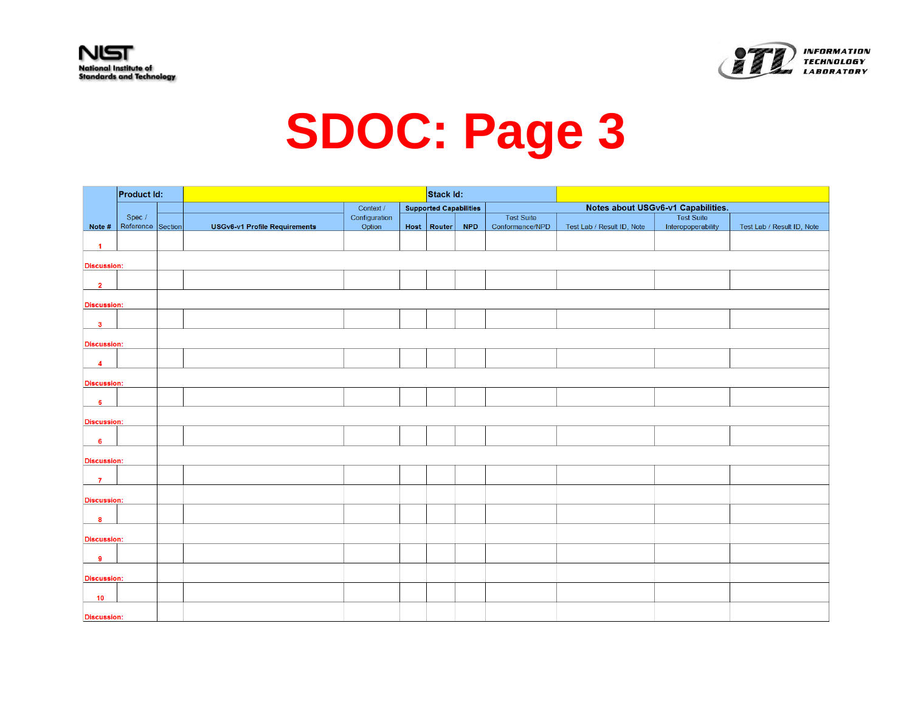# SDOC: Page 3

| Note # | Product Id: | | | | | Stack Id: | | | | | | |
|---|---|---|---|---|---|---|---|---|---|---|---|---|
| | | | | Context / Configuration Option | Supported Capabilities | | | Notes about USGv6-v1 Capabilities. | | | | |
| | Spec / Reference | Section | USGv6-v1 Profile Requirements | | Host | Router | NPD | Test Suite Conformance/NPD | Test Lab / Result ID, Note | Test Suite Interopoperability | Test Lab / Result ID, Note |
| 1 | | | | | | | | | | | |
| Discussion: | | | | | | | | | | | |
| 2 | | | | | | | | | | | |
| Discussion: | | | | | | | | | | | |
| 3 | | | | | | | | | | | |
| Discussion: | | | | | | | | | | | |
| 4 | | | | | | | | | | | |
| Discussion: | | | | | | | | | | | |
| 5 | | | | | | | | | | | |
| Discussion: | | | | | | | | | | | |
| 6 | | | | | | | | | | | |
| Discussion: | | | | | | | | | | | |
| 7 | | | | | | | | | | | |
| Discussion: | | | | | | | | | | | |
| 8 | | | | | | | | | | | |
| Discussion: | | | | | | | | | | | |
| 9 | | | | | | | | | | | |
| Discussion: | | | | | | | | | | | |
| 10 | | | | | | | | | | | |
| Discussion: | | | | | | | | | | | |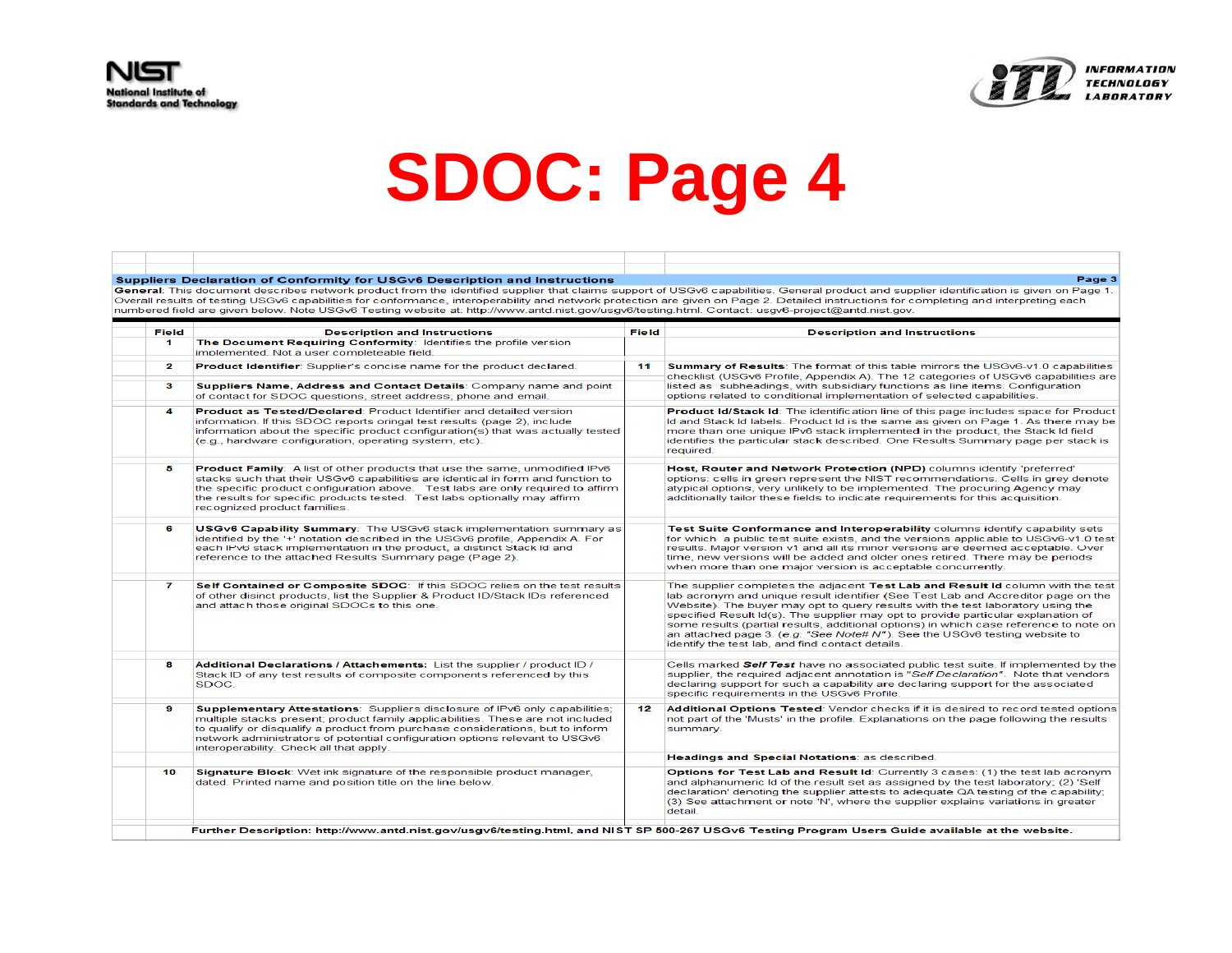# SDOC: Page 4

**Suppliers Declaration of Conformity for USGv6 Description and Instructions** — **Page 3**

**General**: This document describes network product from the identified supplier that claims support of USGv6 capabilities. General product and supplier identification is given on Page 1. Overall results of testing USGv6 capabilities for conformance, interoperability and network protection are given on Page 2. Detailed instructions for completing and interpreting each numbered field are given below. Note USGv6 Testing website at: http://www.antd.nist.gov/usgv6/testing.html. Contact: usgv6-project@antd.nist.gov.

| Field | Description and Instructions | Field | Description and Instructions |
|---|---|---|---|
| 1 | **The Document Requiring Conformity**: Identifies the profile version implemented. Not a user completeable field. | | |
| 2 | **Product Identifier**: Supplier's concise name for the product declared. | 11 | **Summary of Results**: The format of this table mirrors the USGv6-v1.0 capabilities checklist (USGv6 Profile, Appendix A). The 12 categories of USGv6 capabilities are listed as subheadings, with subsidiary functions as line items. Configuration options related to conditional implementation of selected capabilities. |
| 3 | **Suppliers Name, Address and Contact Details**: Company name and point of contact for SDOC questions, street address, phone and email. | | |
| 4 | **Product as Tested/Declared**: Product Identifier and detailed version information. If this SDOC reports oringal test results (page 2), include information about the specific product configuration(s) that was actually tested (e.g., hardware configuration, operating system, etc). | | **Product Id/Stack Id**: The identification line of this page includes space for Product Id and Stack Id labels. Product Id is the same as given on Page 1. As there may be more than one unique IPv6 stack implemented in the product, the Stack Id field identifies the particular stack described. One Results Summary page per stack is required. |
| 5 | **Product Family**: A list of other products that use the same, unmodified IPv6 stacks such that their USGv6 capabilities are identical in form and function to the specific product configuration above. Test labs are only required to affirm the results for specific products tested. Test labs optionally may affirm recognized product families. | | **Host, Router and Network Protection (NPD)** columns identify 'preferred' options: cells in green represent the NIST recommendations. Cells in grey denote atypical options, very unlikely to be implemented. The procuring Agency may additionally tailor these fields to indicate requirements for this acquisition. |
| 6 | **USGv6 Capability Summary**: The USGv6 stack implementation summary as identified by the '+' notation described in the USGv6 profile, Appendix A. For each IPv6 stack implementation in the product, a distinct Stack Id and reference to the attached Results Summary page (Page 2). | | **Test Suite Conformance and Interoperability** columns identify capability sets for which a public test suite exists, and the versions applicable to USGv6-v1.0 test results. Major version v1 and all its minor versions are deemed acceptable. Over time, new versions will be added and older ones retired. There may be periods when more than one major version is acceptable concurrently. |
| 7 | **Self Contained or Composite SDOC**: If this SDOC relies on the test results of other disinct products, list the Supplier & Product ID/Stack IDs referenced and attach those original SDOCs to this one. | | The supplier completes the adjacent **Test Lab and Result Id** column with the test lab acronym and unique result identifier (See Test Lab and Accreditor page on the Website). The buyer may opt to query results with the test laboratory using the specified Result Id(s). The supplier may opt to provide particular explanation of some results (partial results, additional options) in which case reference to note on an attached page 3. (*e.g. "See Note# N"*). See the USGv6 testing website to identify the test lab, and find contact details. |
| 8 | **Additional Declarations / Attachements**: List the supplier / product ID / Stack ID of any test results of composite components referenced by this SDOC. | | Cells marked ***Self Test*** have no associated public test suite. If implemented by the supplier, the required adjacent annotation is "*Self Declaration*". Note that vendors declaring support for such a capability are declaring support for the associated specific requirements in the USGv6 Profile. |
| 9 | **Supplementary Attestations**: Suppliers disclosure of IPv6 only capabilities; multiple stacks present; product family applicabilities. These are not included to qualify or disqualify a product from purchase considerations, but to inform network administrators of potential configuration options relevant to USGv6 interoperability. Check all that apply. | 12 | **Additional Options Tested**: Vendor checks if it is desired to record tested options not part of the 'Musts' in the profile. Explanations on the page following the results summary. |
| | | | **Headings and Special Notations**: as described. |
| 10 | **Signature Block**: Wet ink signature of the responsible product manager, dated. Printed name and position title on the line below. | | **Options for Test Lab and Result Id**: Currently 3 cases: (1) the test lab acronym and alphanumeric Id of the result set as assigned by the test laboratory; (2) 'Self declaration' denoting the supplier attests to adequate QA testing of the capability; (3) See attachment or note 'N', where the supplier explains variations in greater detail. |

**Further Description: http://www.antd.nist.gov/usgv6/testing.html, and NIST SP 500-267 USGv6 Testing Program Users Guide available at the website.**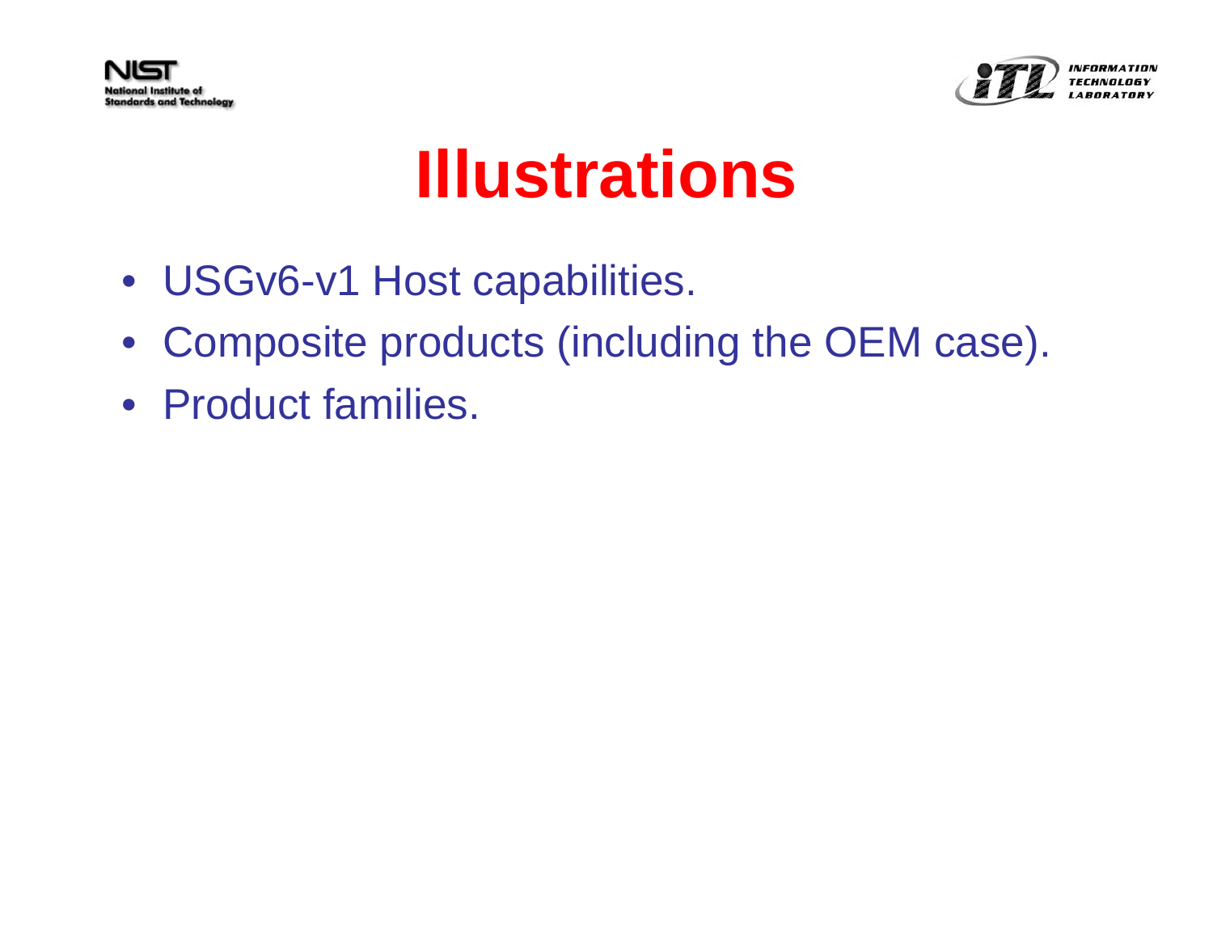# Illustrations

- USGv6-v1 Host capabilities.
- Composite products (including the OEM case).
- Product families.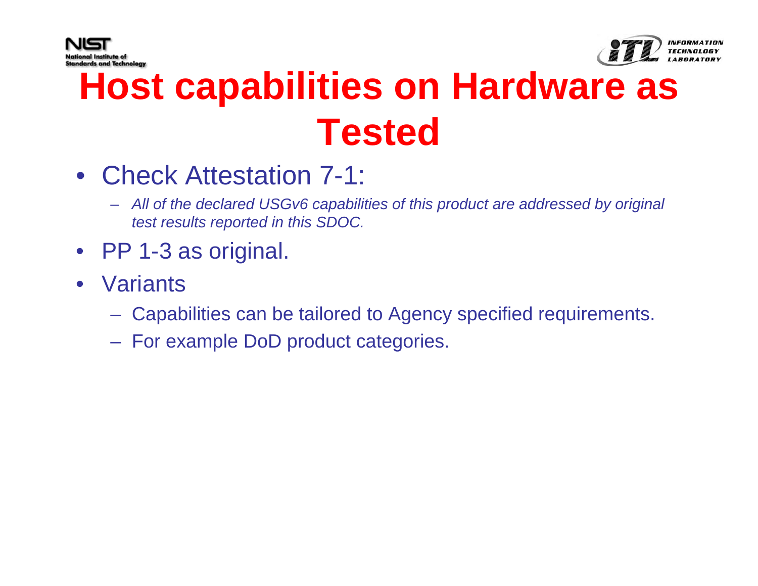# Host capabilities on Hardware as Tested

- Check Attestation 7-1:
  - *All of the declared USGv6 capabilities of this product are addressed by original test results reported in this SDOC.*
- PP 1-3 as original.
- Variants
  - Capabilities can be tailored to Agency specified requirements.
  - For example DoD product categories.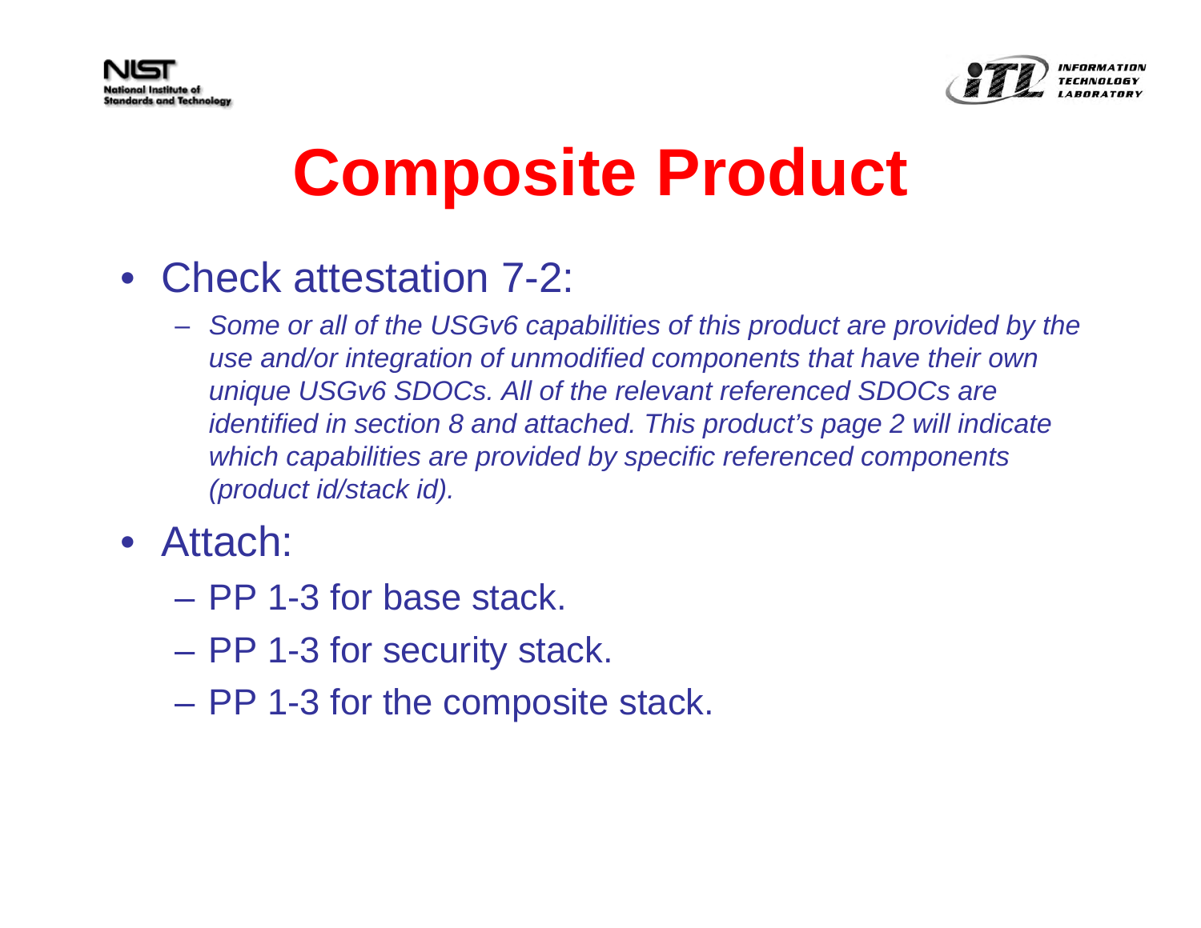# Composite Product

- Check attestation 7-2:
  - *Some or all of the USGv6 capabilities of this product are provided by the use and/or integration of unmodified components that have their own unique USGv6 SDOCs. All of the relevant referenced SDOCs are identified in section 8 and attached. This product's page 2 will indicate which capabilities are provided by specific referenced components (product id/stack id).*
- Attach:
  - PP 1-3 for base stack.
  - PP 1-3 for security stack.
  - PP 1-3 for the composite stack.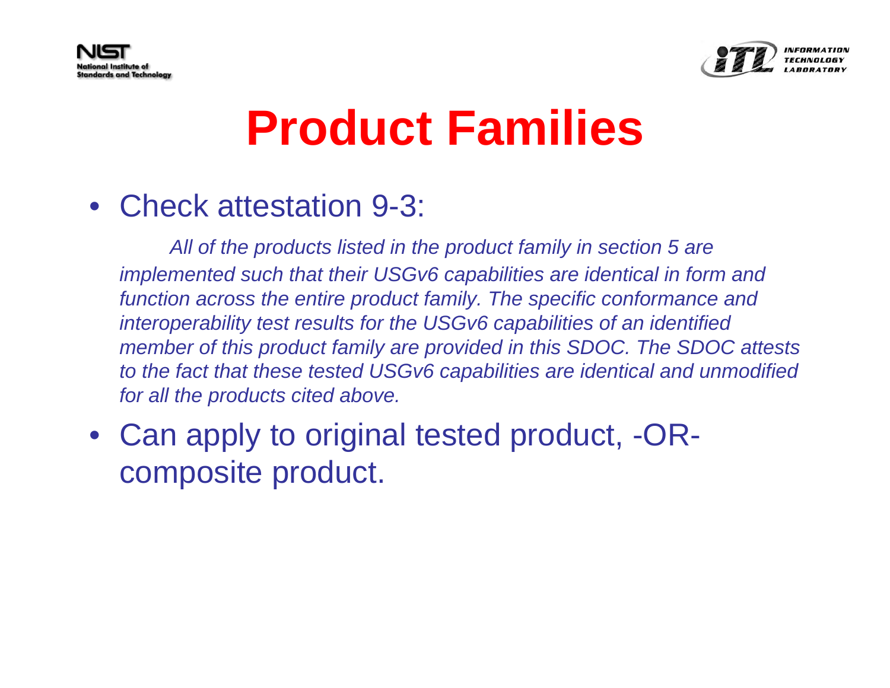# Product Families

- Check attestation 9-3:

  *All of the products listed in the product family in section 5 are implemented such that their USGv6 capabilities are identical in form and function across the entire product family. The specific conformance and interoperability test results for the USGv6 capabilities of an identified member of this product family are provided in this SDOC. The SDOC attests to the fact that these tested USGv6 capabilities are identical and unmodified for all the products cited above.*

- Can apply to original tested product, -OR- composite product.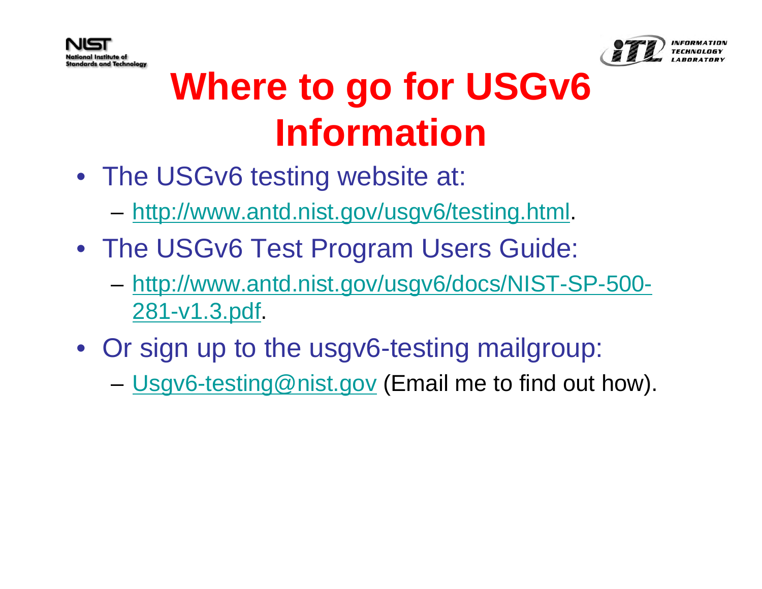# Where to go for USGv6 Information

- The USGv6 testing website at:
  - http://www.antd.nist.gov/usgv6/testing.html.
- The USGv6 Test Program Users Guide:
  - http://www.antd.nist.gov/usgv6/docs/NIST-SP-500-281-v1.3.pdf.
- Or sign up to the usgv6-testing mailgroup:
  - Usgv6-testing@nist.gov (Email me to find out how).